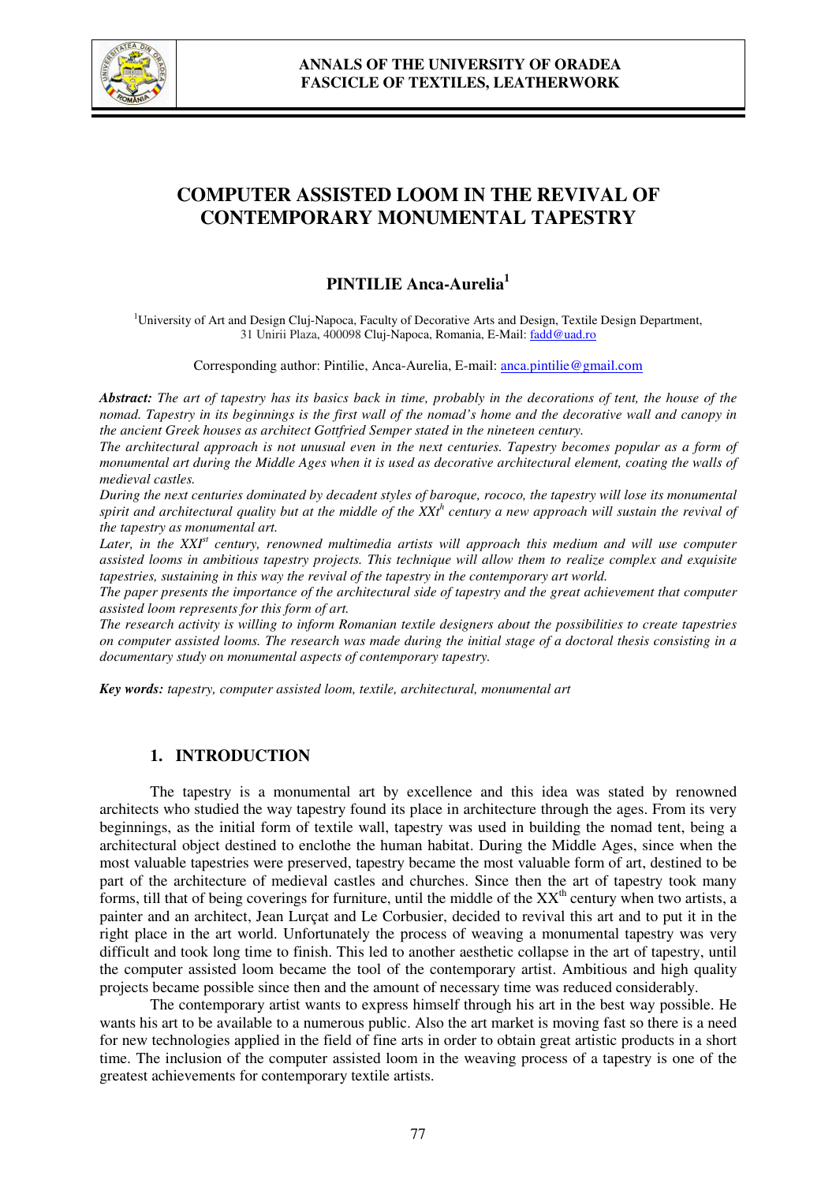# COMPUTER ASSISTED LOOM IN THE REVIVAL OF CONTEMPORARY MONUMENTAL TAPESTRY

## PINTILIE Anca-Aurelia[1]

[1]University of Art and Design Cluj-Napoca, Faculty of Decorative Arts and Design, Textile Design Department, 31 Unirii Plaza, 400098 Cluj-Napoca, Romania, E-Mail: fadd@uad.ro

Corresponding author: Pintilie, Anca-Aurelia, E-mail: anca.pintilie@gmail.com

***Abstract:*** *The art of tapestry has its basics back in time, probably in the decorations of tent, the house of the nomad. Tapestry in its beginnings is the first wall of the nomad's home and the decorative wall and canopy in the ancient Greek houses as architect Gottfried Semper stated in the nineteen century.*

*The architectural approach is not unusual even in the next centuries. Tapestry becomes popular as a form of monumental art during the Middle Ages when it is used as decorative architectural element, coating the walls of medieval castles.*

*During the next centuries dominated by decadent styles of baroque, rococo, the tapestry will lose its monumental spirit and architectural quality but at the middle of the XXI^h century a new approach will sustain the revival of the tapestry as monumental art.*

*Later, in the XXI^st century, renowned multimedia artists will approach this medium and will use computer assisted looms in ambitious tapestry projects. This technique will allow them to realize complex and exquisite tapestries, sustaining in this way the revival of the tapestry in the contemporary art world.*

*The paper presents the importance of the architectural side of tapestry and the great achievement that computer assisted loom represents for this form of art.*

*The research activity is willing to inform Romanian textile designers about the possibilities to create tapestries on computer assisted looms. The research was made during the initial stage of a doctoral thesis consisting in a documentary study on monumental aspects of contemporary tapestry.*

***Key words:*** *tapestry, computer assisted loom, textile, architectural, monumental art*

## 1. INTRODUCTION

The tapestry is a monumental art by excellence and this idea was stated by renowned architects who studied the way tapestry found its place in architecture through the ages. From its very beginnings, as the initial form of textile wall, tapestry was used in building the nomad tent, being a architectural object destined to enclothe the human habitat. During the Middle Ages, since when the most valuable tapestries were preserved, tapestry became the most valuable form of art, destined to be part of the architecture of medieval castles and churches. Since then the art of tapestry took many forms, till that of being coverings for furniture, until the middle of the XX^th century when two artists, a painter and an architect, Jean Lurçat and Le Corbusier, decided to revival this art and to put it in the right place in the art world. Unfortunately the process of weaving a monumental tapestry was very difficult and took long time to finish. This led to another aesthetic collapse in the art of tapestry, until the computer assisted loom became the tool of the contemporary artist. Ambitious and high quality projects became possible since then and the amount of necessary time was reduced considerably.

The contemporary artist wants to express himself through his art in the best way possible. He wants his art to be available to a numerous public. Also the art market is moving fast so there is a need for new technologies applied in the field of fine arts in order to obtain great artistic products in a short time. The inclusion of the computer assisted loom in the weaving process of a tapestry is one of the greatest achievements for contemporary textile artists.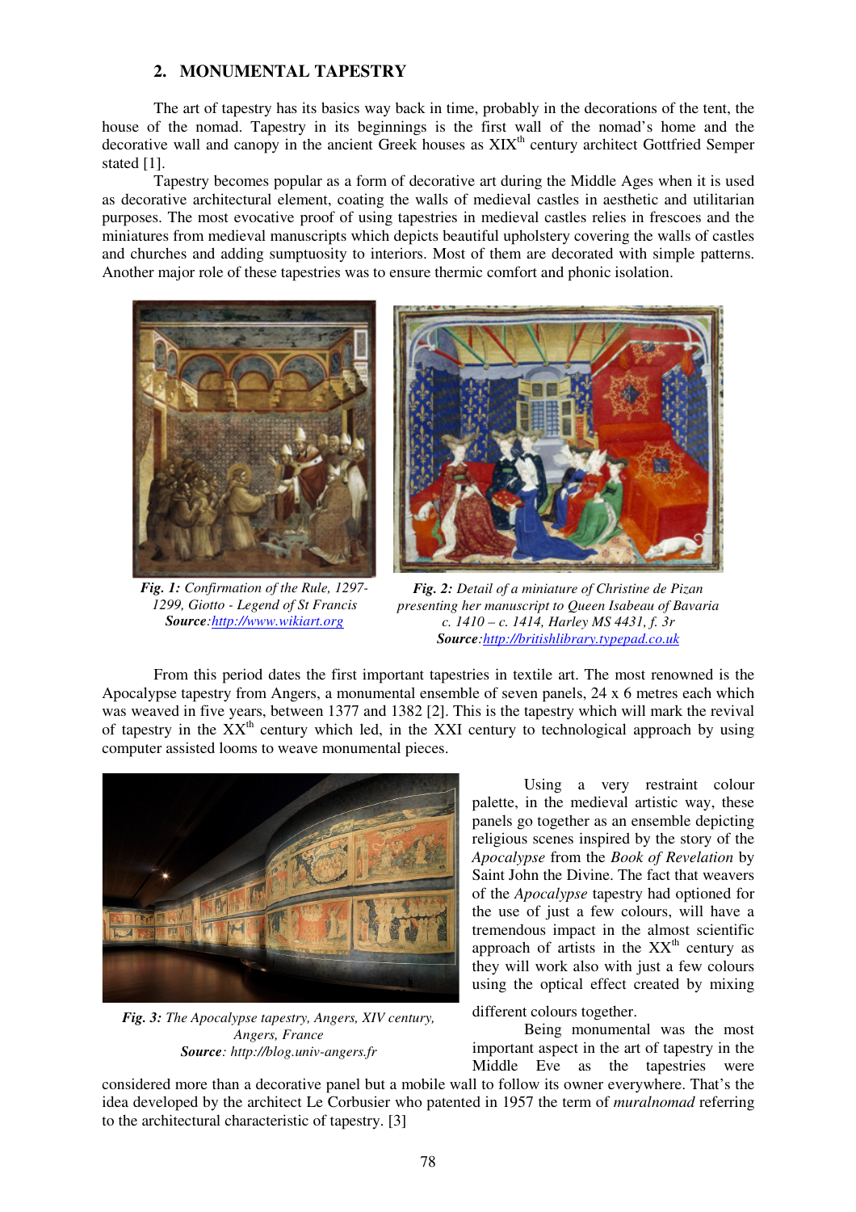## 2. MONUMENTAL TAPESTRY

The art of tapestry has its basics way back in time, probably in the decorations of the tent, the house of the nomad. Tapestry in its beginnings is the first wall of the nomad's home and the decorative wall and canopy in the ancient Greek houses as XIX$^{th}$ century architect Gottfried Semper stated [1].

Tapestry becomes popular as a form of decorative art during the Middle Ages when it is used as decorative architectural element, coating the walls of medieval castles in aesthetic and utilitarian purposes. The most evocative proof of using tapestries in medieval castles relies in frescoes and the miniatures from medieval manuscripts which depicts beautiful upholstery covering the walls of castles and churches and adding sumptuosity to interiors. Most of them are decorated with simple patterns. Another major role of these tapestries was to ensure thermic comfort and phonic isolation.

***Fig. 1:*** *Confirmation of the Rule, 1297-1299, Giotto - Legend of St Francis*
***Source****:*http://www.wikiart.org

***Fig. 2:*** *Detail of a miniature of Christine de Pizan presenting her manuscript to Queen Isabeau of Bavaria c. 1410 – c. 1414, Harley MS 4431, f. 3r*
***Source****:*http://britishlibrary.typepad.co.uk

From this period dates the first important tapestries in textile art. The most renowned is the Apocalypse tapestry from Angers, a monumental ensemble of seven panels, 24 x 6 metres each which was weaved in five years, between 1377 and 1382 [2]. This is the tapestry which will mark the revival of tapestry in the XX$^{th}$ century which led, in the XXI century to technological approach by using computer assisted looms to weave monumental pieces.

***Fig. 3:*** *The Apocalypse tapestry, Angers, XIV century, Angers, France*
***Source****:* http://blog.univ-angers.fr

Using a very restraint colour palette, in the medieval artistic way, these panels go together as an ensemble depicting religious scenes inspired by the story of the *Apocalypse* from the *Book of Revelation* by Saint John the Divine. The fact that weavers of the *Apocalypse* tapestry had optioned for the use of just a few colours, will have a tremendous impact in the almost scientific approach of artists in the XX$^{th}$ century as they will work also with just a few colours using the optical effect created by mixing different colours together.

Being monumental was the most important aspect in the art of tapestry in the Middle Eve as the tapestries were considered more than a decorative panel but a mobile wall to follow its owner everywhere. That's the idea developed by the architect Le Corbusier who patented in 1957 the term of *muralnomad* referring to the architectural characteristic of tapestry. [3]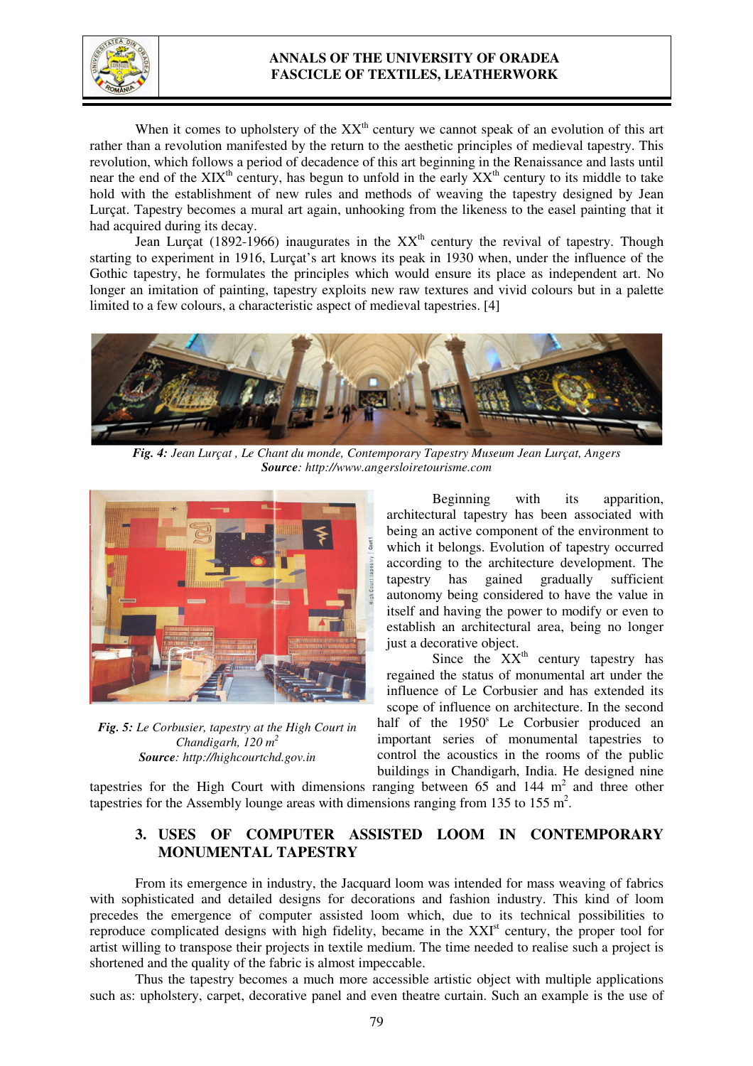When it comes to upholstery of the XX[th] century we cannot speak of an evolution of this art rather than a revolution manifested by the return to the aesthetic principles of medieval tapestry. This revolution, which follows a period of decadence of this art beginning in the Renaissance and lasts until near the end of the XIX[th] century, has begun to unfold in the early XX[th] century to its middle to take hold with the establishment of new rules and methods of weaving the tapestry designed by Jean Lurçat. Tapestry becomes a mural art again, unhooking from the likeness to the easel painting that it had acquired during its decay.

Jean Lurçat (1892-1966) inaugurates in the XX[th] century the revival of tapestry. Though starting to experiment in 1916, Lurçat's art knows its peak in 1930 when, under the influence of the Gothic tapestry, he formulates the principles which would ensure its place as independent art. No longer an imitation of painting, tapestry exploits new raw textures and vivid colours but in a palette limited to a few colours, a characteristic aspect of medieval tapestries. [4]

***Fig. 4:*** *Jean Lurçat , Le Chant du monde, Contemporary Tapestry Museum Jean Lurçat, Angers*
***Source****: http://www.angersloiretourisme.com*

***Fig. 5:*** *Le Corbusier, tapestry at the High Court in Chandigarh, 120 m[2]*
***Source****: http://highcourtchd.gov.in*

Beginning with its apparition, architectural tapestry has been associated with being an active component of the environment to which it belongs. Evolution of tapestry occurred according to the architecture development. The tapestry has gained gradually sufficient autonomy being considered to have the value in itself and having the power to modify or even to establish an architectural area, being no longer just a decorative object.

Since the XX[th] century tapestry has regained the status of monumental art under the influence of Le Corbusier and has extended its scope of influence on architecture. In the second half of the 1950[s] Le Corbusier produced an important series of monumental tapestries to control the acoustics in the rooms of the public buildings in Chandigarh, India. He designed nine tapestries for the High Court with dimensions ranging between 65 and 144 m$^2$ and three other tapestries for the Assembly lounge areas with dimensions ranging from 135 to 155 m$^2$.

## 3. USES OF COMPUTER ASSISTED LOOM IN CONTEMPORARY MONUMENTAL TAPESTRY

From its emergence in industry, the Jacquard loom was intended for mass weaving of fabrics with sophisticated and detailed designs for decorations and fashion industry. This kind of loom precedes the emergence of computer assisted loom which, due to its technical possibilities to reproduce complicated designs with high fidelity, became in the XXI[st] century, the proper tool for artist willing to transpose their projects in textile medium. The time needed to realise such a project is shortened and the quality of the fabric is almost impeccable.

Thus the tapestry becomes a much more accessible artistic object with multiple applications such as: upholstery, carpet, decorative panel and even theatre curtain. Such an example is the use of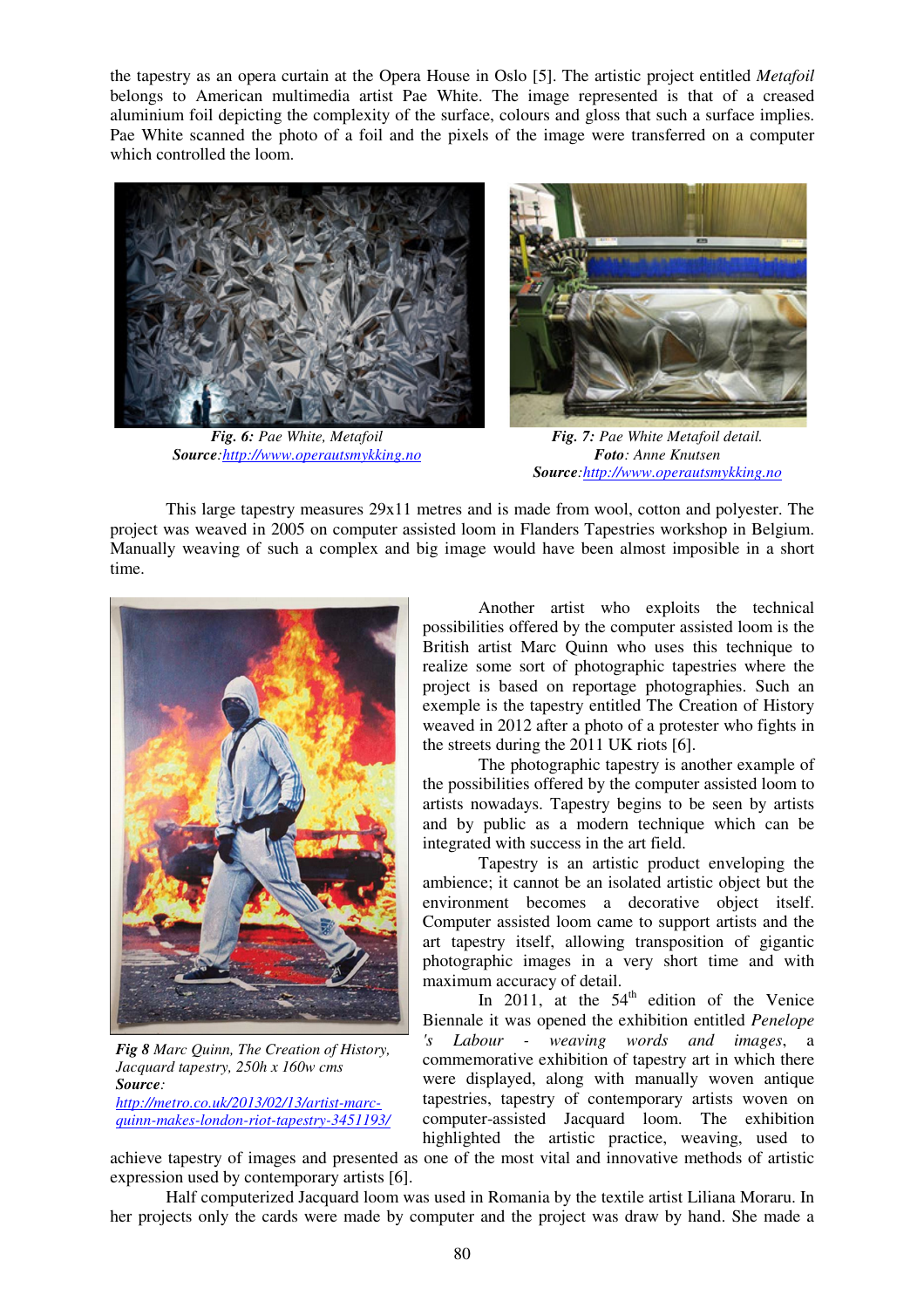the tapestry as an opera curtain at the Opera House in Oslo [5]. The artistic project entitled *Metafoil* belongs to American multimedia artist Pae White. The image represented is that of a creased aluminium foil depicting the complexity of the surface, colours and gloss that such a surface implies. Pae White scanned the photo of a foil and the pixels of the image were transferred on a computer which controlled the loom.

***Fig. 6:*** *Pae White, Metafoil*
***Source***:*http://www.operautsmykking.no*

***Fig. 7:*** *Pae White Metafoil detail.*
***Foto***: *Anne Knutsen*
***Source***:*http://www.operautsmykking.no*

This large tapestry measures 29x11 metres and is made from wool, cotton and polyester. The project was weaved in 2005 on computer assisted loom in Flanders Tapestries workshop in Belgium. Manually weaving of such a complex and big image would have been almost impossible in a short time.

Another artist who exploits the technical possibilities offered by the computer assisted loom is the British artist Marc Quinn who uses this technique to realize some sort of photographic tapestries where the project is based on reportage photographies. Such an exemple is the tapestry entitled The Creation of History weaved in 2012 after a photo of a protester who fights in the streets during the 2011 UK riots [6].

The photographic tapestry is another example of the possibilities offered by the computer assisted loom to artists nowadays. Tapestry begins to be seen by artists and by public as a modern technique which can be integrated with success in the art field.

Tapestry is an artistic product enveloping the ambience; it cannot be an isolated artistic object but the environment becomes a decorative object itself. Computer assisted loom came to support artists and the art tapestry itself, allowing transposition of gigantic photographic images in a very short time and with maximum accuracy of detail.

In 2011, at the 54th edition of the Venice Biennale it was opened the exhibition entitled *Penelope 's Labour - weaving words and images*, a commemorative exhibition of tapestry art in which there were displayed, along with manually woven antique tapestries, tapestry of contemporary artists woven on computer-assisted Jacquard loom. The exhibition highlighted the artistic practice, weaving, used to achieve tapestry of images and presented as one of the most vital and innovative methods of artistic expression used by contemporary artists [6].

***Fig 8*** *Marc Quinn, The Creation of History, Jacquard tapestry, 250h x 160w cms*
***Source***:
*http://metro.co.uk/2013/02/13/artist-marc-quinn-makes-london-riot-tapestry-3451193/*

Half computerized Jacquard loom was used in Romania by the textile artist Liliana Moraru. In her projects only the cards were made by computer and the project was draw by hand. She made a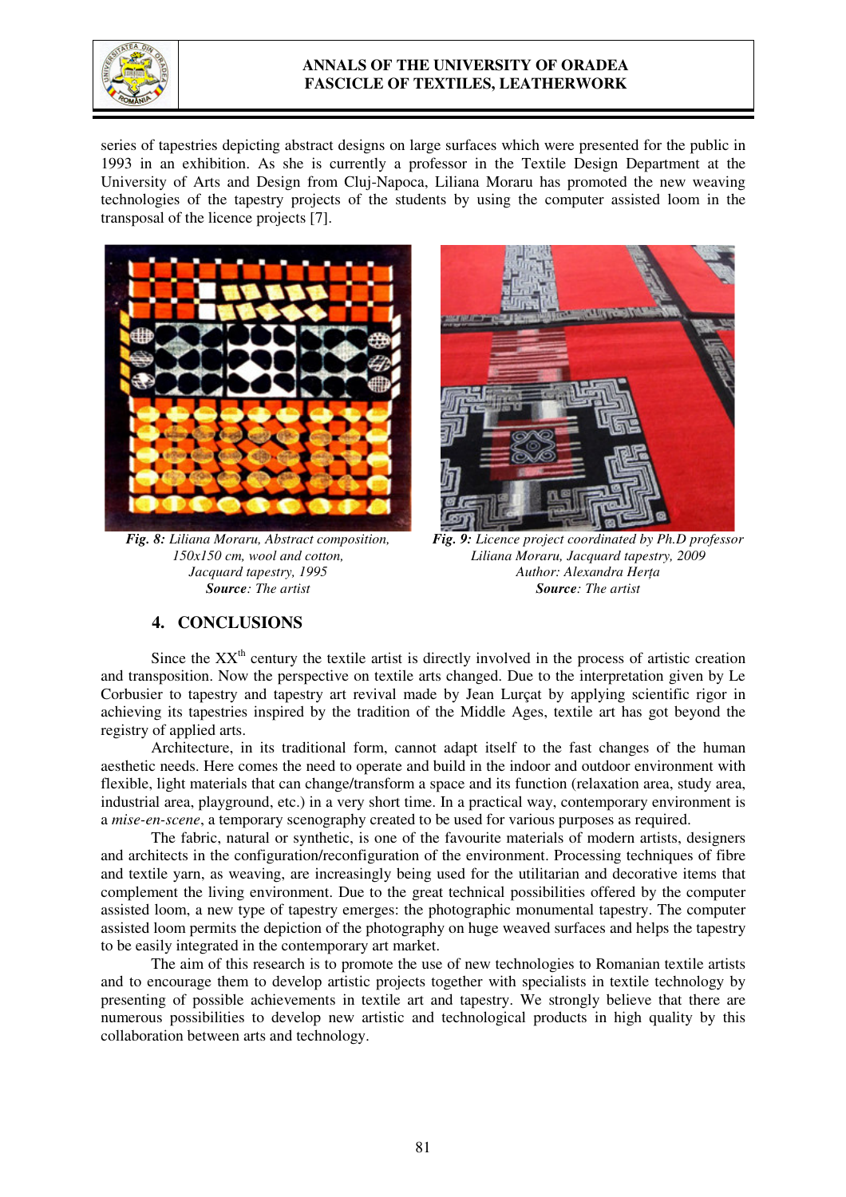series of tapestries depicting abstract designs on large surfaces which were presented for the public in 1993 in an exhibition. As she is currently a professor in the Textile Design Department at the University of Arts and Design from Cluj-Napoca, Liliana Moraru has promoted the new weaving technologies of the tapestry projects of the students by using the computer assisted loom in the transposal of the licence projects [7].

***Fig. 8:*** *Liliana Moraru, Abstract composition, 150x150 cm, wool and cotton, Jacquard tapestry, 1995*
***Source****: The artist*

***Fig. 9:*** *Licence project coordinated by Ph.D professor Liliana Moraru, Jacquard tapestry, 2009*
*Author: Alexandra Herța*
***Source****: The artist*

## 4. CONCLUSIONS

Since the XX[th] century the textile artist is directly involved in the process of artistic creation and transposition. Now the perspective on textile arts changed. Due to the interpretation given by Le Corbusier to tapestry and tapestry art revival made by Jean Lurçat by applying scientific rigor in achieving its tapestries inspired by the tradition of the Middle Ages, textile art has got beyond the registry of applied arts.

Architecture, in its traditional form, cannot adapt itself to the fast changes of the human aesthetic needs. Here comes the need to operate and build in the indoor and outdoor environment with flexible, light materials that can change/transform a space and its function (relaxation area, study area, industrial area, playground, etc.) in a very short time. In a practical way, contemporary environment is a *mise-en-scene*, a temporary scenography created to be used for various purposes as required.

The fabric, natural or synthetic, is one of the favourite materials of modern artists, designers and architects in the configuration/reconfiguration of the environment. Processing techniques of fibre and textile yarn, as weaving, are increasingly being used for the utilitarian and decorative items that complement the living environment. Due to the great technical possibilities offered by the computer assisted loom, a new type of tapestry emerges: the photographic monumental tapestry. The computer assisted loom permits the depiction of the photography on huge weaved surfaces and helps the tapestry to be easily integrated in the contemporary art market.

The aim of this research is to promote the use of new technologies to Romanian textile artists and to encourage them to develop artistic projects together with specialists in textile technology by presenting of possible achievements in textile art and tapestry. We strongly believe that there are numerous possibilities to develop new artistic and technological products in high quality by this collaboration between arts and technology.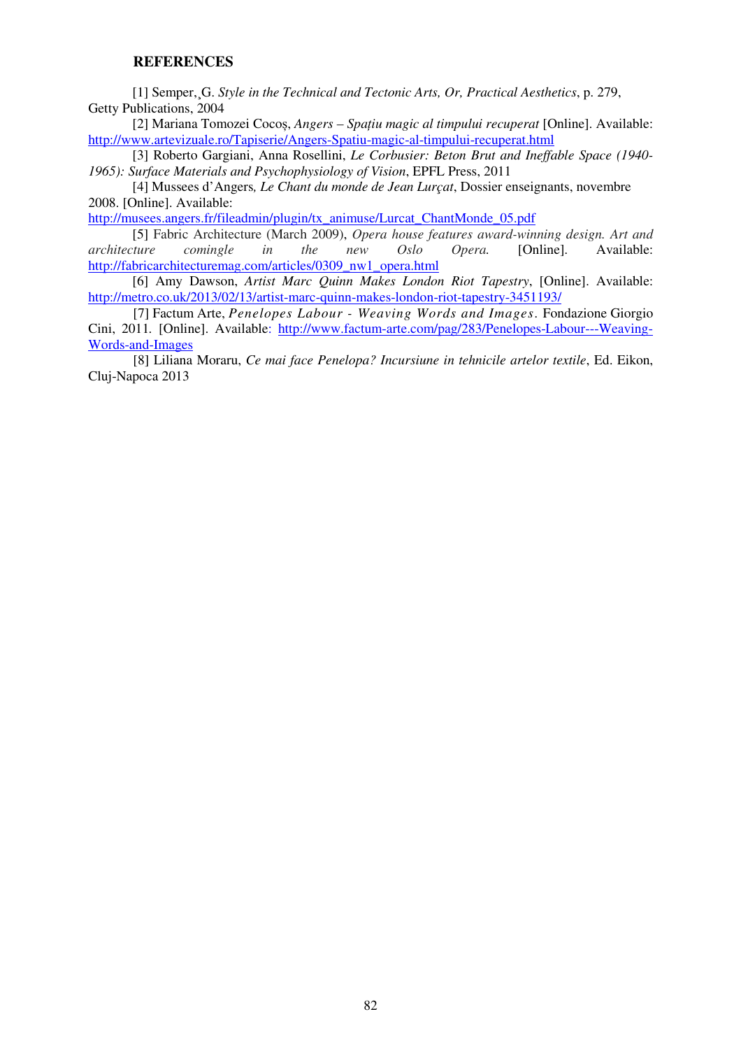## REFERENCES

[1] Semper, ̧G. *Style in the Technical and Tectonic Arts, Or, Practical Aesthetics*, p. 279, Getty Publications, 2004

[2] Mariana Tomozei Cocoș, *Angers – Spațiu magic al timpului recuperat* [Online]. Available: http://www.artevizuale.ro/Tapiserie/Angers-Spatiu-magic-al-timpului-recuperat.html

[3] Roberto Gargiani, Anna Rosellini, *Le Corbusier: Beton Brut and Ineffable Space (1940-1965): Surface Materials and Psychophysiology of Vision*, EPFL Press, 2011

[4] Mussees d'Angers*, Le Chant du monde de Jean Lurçat*, Dossier enseignants, novembre 2008. [Online]. Available: http://musees.angers.fr/fileadmin/plugin/tx_animuse/Lurcat_ChantMonde_05.pdf

[5] Fabric Architecture (March 2009), *Opera house features award-winning design. Art and architecture comingle in the new Oslo Opera.* [Online]. Available: http://fabricarchitecturemag.com/articles/0309_nw1_opera.html

[6] Amy Dawson, *Artist Marc Quinn Makes London Riot Tapestry*, [Online]. Available: http://metro.co.uk/2013/02/13/artist-marc-quinn-makes-london-riot-tapestry-3451193/

[7] Factum Arte, *Penelopes Labour - Weaving Words and Images*. Fondazione Giorgio Cini, 2011. [Online]. Available: http://www.factum-arte.com/pag/283/Penelopes-Labour---Weaving-Words-and-Images

[8] Liliana Moraru, *Ce mai face Penelopa? Incursiune in tehnicile artelor textile*, Ed. Eikon, Cluj-Napoca 2013